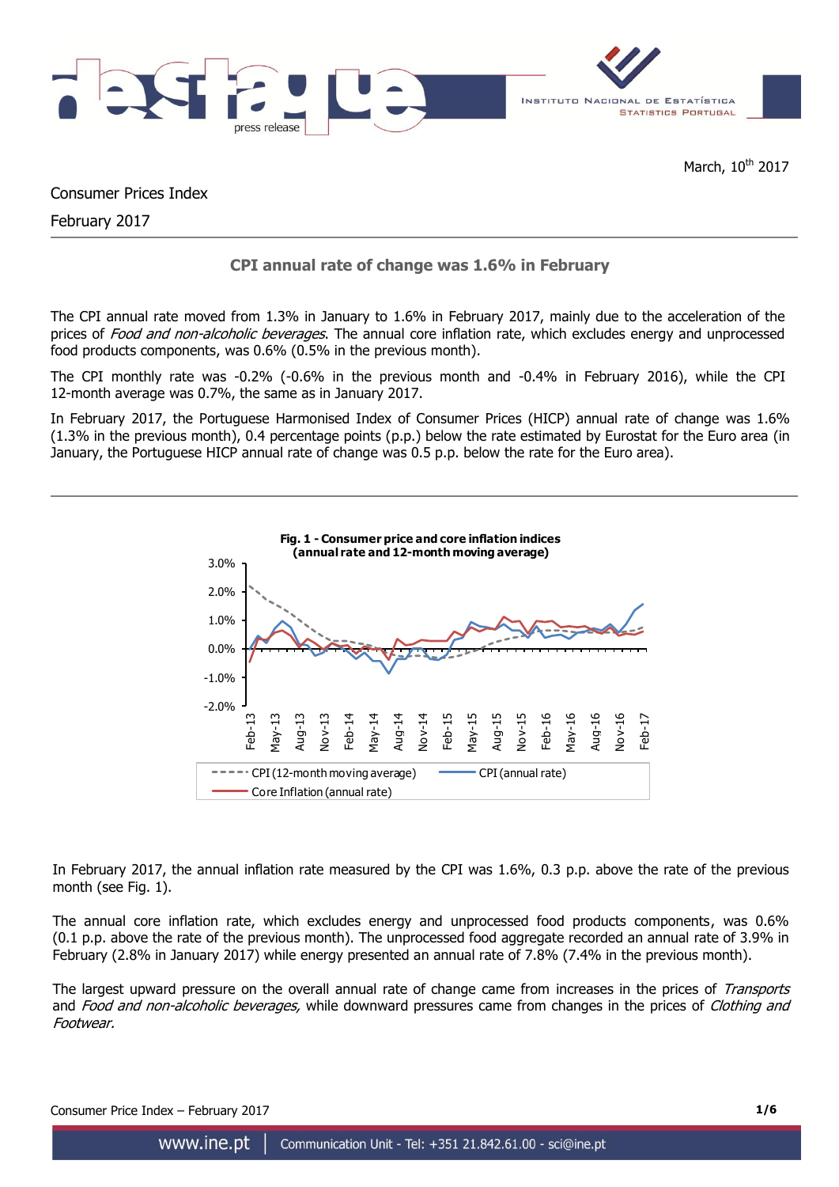March, 10th 2017

Consumer Prices Index

February 2017

## CPI annual rate of change was 1.6% in February

The CPI annual rate moved from 1.3% in January to 1.6% in February 2017, mainly due to the acceleration of the prices of *Food and non-alcoholic beverages*. The annual core inflation rate, which excludes energy and unprocessed food products components, was 0.6% (0.5% in the previous month).

The CPI monthly rate was -0.2% (-0.6% in the previous month and -0.4% in February 2016), while the CPI 12-month average was 0.7%, the same as in January 2017.

In February 2017, the Portuguese Harmonised Index of Consumer Prices (HICP) annual rate of change was 1.6% (1.3% in the previous month), 0.4 percentage points (p.p.) below the rate estimated by Eurostat for the Euro area (in January, the Portuguese HICP annual rate of change was 0.5 p.p. below the rate for the Euro area).

**Fig. 1 - Consumer price and core inflation indices (annual rate and 12-month moving average)**

In February 2017, the annual inflation rate measured by the CPI was 1.6%, 0.3 p.p. above the rate of the previous month (see Fig. 1).

The annual core inflation rate, which excludes energy and unprocessed food products components, was 0.6% (0.1 p.p. above the rate of the previous month). The unprocessed food aggregate recorded an annual rate of 3.9% in February (2.8% in January 2017) while energy presented an annual rate of 7.8% (7.4% in the previous month).

The largest upward pressure on the overall annual rate of change came from increases in the prices of *Transports* and *Food and non-alcoholic beverages,* while downward pressures came from changes in the prices of *Clothing and Footwear.*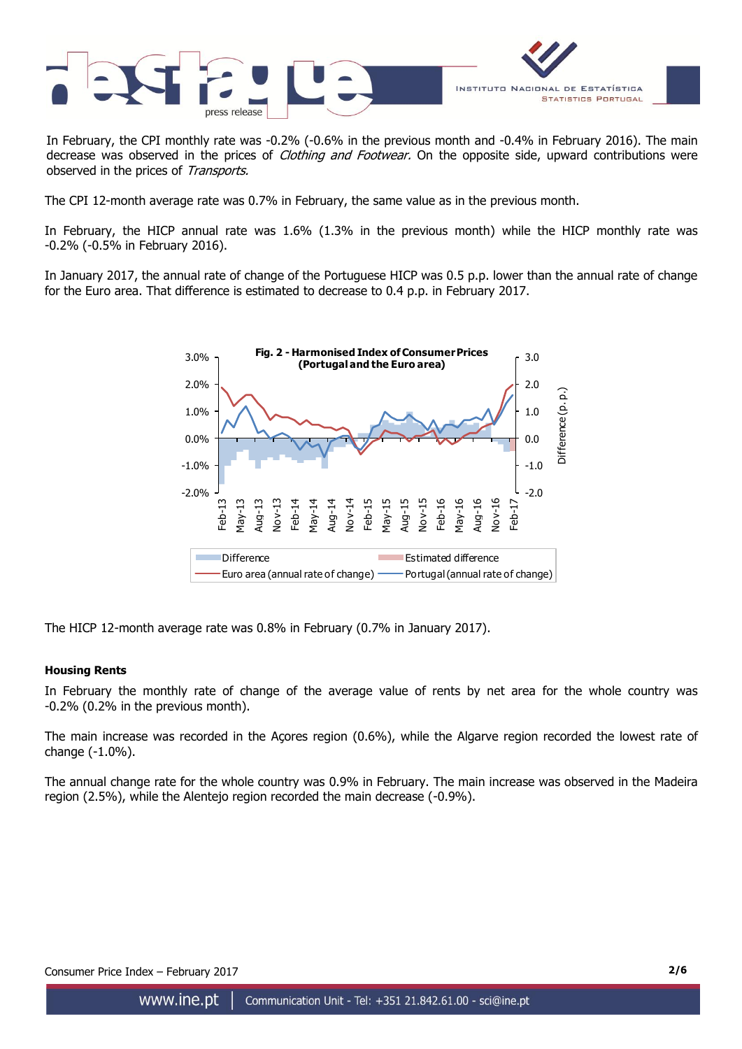In February, the CPI monthly rate was -0.2% (-0.6% in the previous month and -0.4% in February 2016). The main decrease was observed in the prices of *Clothing and Footwear.* On the opposite side, upward contributions were observed in the prices of *Transports.*

The CPI 12-month average rate was 0.7% in February, the same value as in the previous month.

In February, the HICP annual rate was 1.6% (1.3% in the previous month) while the HICP monthly rate was -0.2% (-0.5% in February 2016).

In January 2017, the annual rate of change of the Portuguese HICP was 0.5 p.p. lower than the annual rate of change for the Euro area. That difference is estimated to decrease to 0.4 p.p. in February 2017.

**Fig. 2 - Harmonised Index of Consumer Prices (Portugal and the Euro area)**

The HICP 12-month average rate was 0.8% in February (0.7% in January 2017).

**Housing Rents**

In February the monthly rate of change of the average value of rents by net area for the whole country was -0.2% (0.2% in the previous month).

The main increase was recorded in the Açores region (0.6%), while the Algarve region recorded the lowest rate of change (-1.0%).

The annual change rate for the whole country was 0.9% in February. The main increase was observed in the Madeira region (2.5%), while the Alentejo region recorded the main decrease (-0.9%).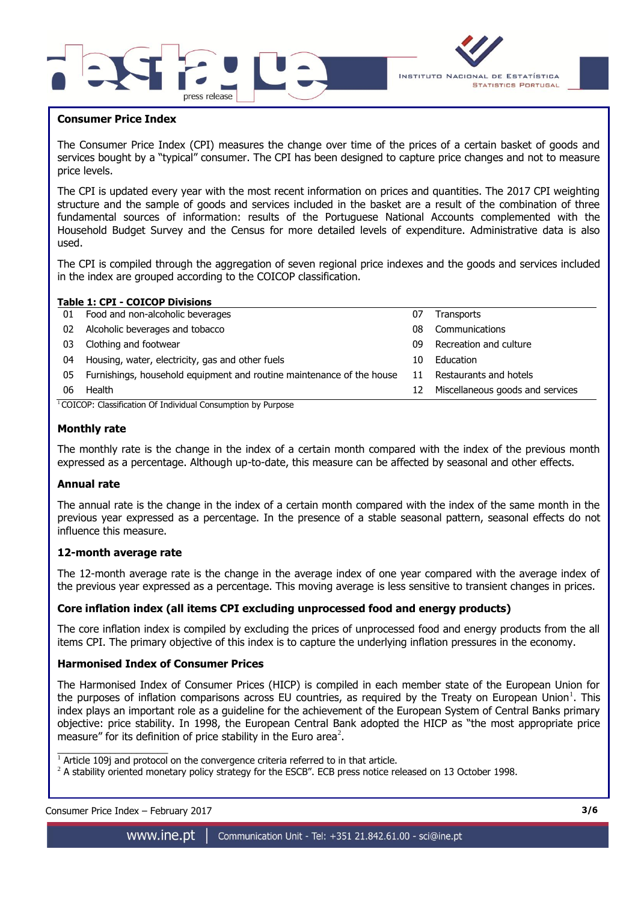## Consumer Price Index

The Consumer Price Index (CPI) measures the change over time of the prices of a certain basket of goods and services bought by a "typical" consumer. The CPI has been designed to capture price changes and not to measure price levels.

The CPI is updated every year with the most recent information on prices and quantities. The 2017 CPI weighting structure and the sample of goods and services included in the basket are a result of the combination of three fundamental sources of information: results of the Portuguese National Accounts complemented with the Household Budget Survey and the Census for more detailed levels of expenditure. Administrative data is also used.

The CPI is compiled through the aggregation of seven regional price indexes and the goods and services included in the index are grouped according to the COICOP classification.

**Table 1: CPI - COICOP Divisions**

| | | | |
|---|---|---|---|
| 01 | Food and non-alcoholic beverages | 07 | Transports |
| 02 | Alcoholic beverages and tobacco | 08 | Communications |
| 03 | Clothing and footwear | 09 | Recreation and culture |
| 04 | Housing, water, electricity, gas and other fuels | 10 | Education |
| 05 | Furnishings, household equipment and routine maintenance of the house | 11 | Restaurants and hotels |
| 06 | Health | 12 | Miscellaneous goods and services |

[1] COICOP: Classification Of Individual Consumption by Purpose

### Monthly rate

The monthly rate is the change in the index of a certain month compared with the index of the previous month expressed as a percentage. Although up-to-date, this measure can be affected by seasonal and other effects.

### Annual rate

The annual rate is the change in the index of a certain month compared with the index of the same month in the previous year expressed as a percentage. In the presence of a stable seasonal pattern, seasonal effects do not influence this measure.

### 12-month average rate

The 12-month average rate is the change in the average index of one year compared with the average index of the previous year expressed as a percentage. This moving average is less sensitive to transient changes in prices.

### Core inflation index (all items CPI excluding unprocessed food and energy products)

The core inflation index is compiled by excluding the prices of unprocessed food and energy products from the all items CPI. The primary objective of this index is to capture the underlying inflation pressures in the economy.

### Harmonised Index of Consumer Prices

The Harmonised Index of Consumer Prices (HICP) is compiled in each member state of the European Union for the purposes of inflation comparisons across EU countries, as required by the Treaty on European Union[1]. This index plays an important role as a guideline for the achievement of the European System of Central Banks primary objective: price stability. In 1998, the European Central Bank adopted the HICP as "the most appropriate price measure" for its definition of price stability in the Euro area[2].

---

[1] Article 109j and protocol on the convergence criteria referred to in that article.

[2] A stability oriented monetary policy strategy for the ESCB". ECB press notice released on 13 October 1998.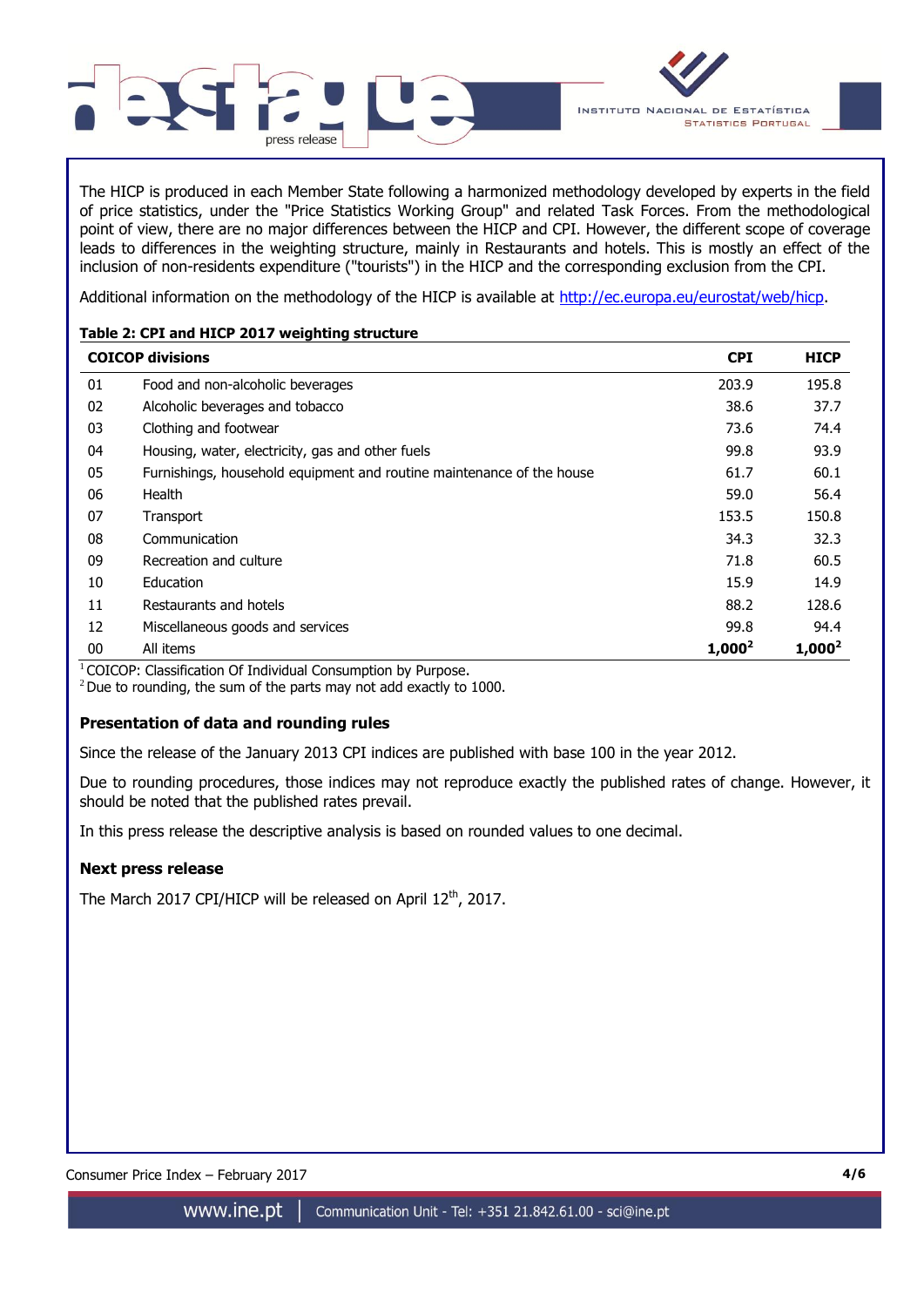The HICP is produced in each Member State following a harmonized methodology developed by experts in the field of price statistics, under the "Price Statistics Working Group" and related Task Forces. From the methodological point of view, there are no major differences between the HICP and CPI. However, the different scope of coverage leads to differences in the weighting structure, mainly in Restaurants and hotels. This is mostly an effect of the inclusion of non-residents expenditure ("tourists") in the HICP and the corresponding exclusion from the CPI.

Additional information on the methodology of the HICP is available at http://ec.europa.eu/eurostat/web/hicp.

**Table 2: CPI and HICP 2017 weighting structure**

| COICOP divisions | | CPI | HICP |
|---|---|---|---|
| 01 | Food and non-alcoholic beverages | 203.9 | 195.8 |
| 02 | Alcoholic beverages and tobacco | 38.6 | 37.7 |
| 03 | Clothing and footwear | 73.6 | 74.4 |
| 04 | Housing, water, electricity, gas and other fuels | 99.8 | 93.9 |
| 05 | Furnishings, household equipment and routine maintenance of the house | 61.7 | 60.1 |
| 06 | Health | 59.0 | 56.4 |
| 07 | Transport | 153.5 | 150.8 |
| 08 | Communication | 34.3 | 32.3 |
| 09 | Recreation and culture | 71.8 | 60.5 |
| 10 | Education | 15.9 | 14.9 |
| 11 | Restaurants and hotels | 88.2 | 128.6 |
| 12 | Miscellaneous goods and services | 99.8 | 94.4 |
| 00 | All items | **1,000**[2] | **1,000**[2] |

[1] COICOP: Classification Of Individual Consumption by Purpose.
[2] Due to rounding, the sum of the parts may not add exactly to 1000.

### Presentation of data and rounding rules

Since the release of the January 2013 CPI indices are published with base 100 in the year 2012.

Due to rounding procedures, those indices may not reproduce exactly the published rates of change. However, it should be noted that the published rates prevail.

In this press release the descriptive analysis is based on rounded values to one decimal.

### Next press release

The March 2017 CPI/HICP will be released on April 12th, 2017.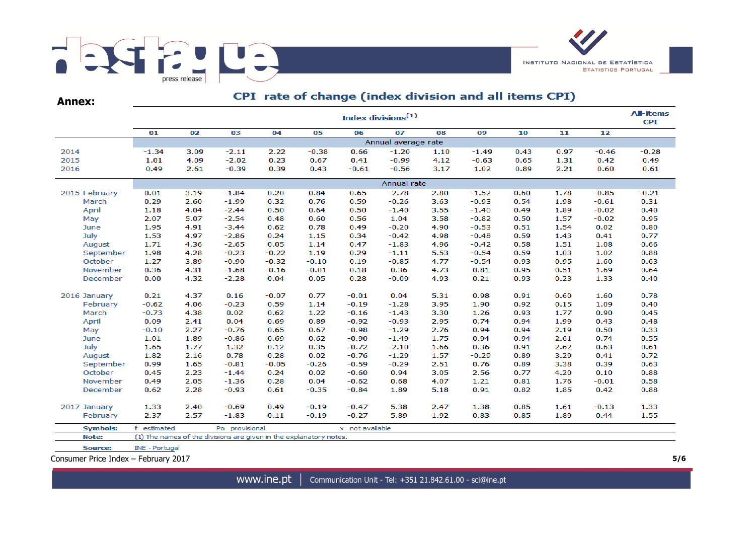**Annex:**

## CPI rate of change (index division and all items CPI)

| | Index divisions[1] | | | | | | | | | | | | All-items CPI |
|---|---|---|---|---|---|---|---|---|---|---|---|---|---|
| | 01 | 02 | 03 | 04 | 05 | 06 | 07 | 08 | 09 | 10 | 11 | 12 | |
| | Annual average rate | | | | | | | | | | | | |
| 2014 | -1.34 | 3.09 | -2.11 | 2.22 | -0.38 | 0.66 | -1.20 | 1.10 | -1.49 | 0.43 | 0.97 | -0.46 | -0.28 |
| 2015 | 1.01 | 4.09 | -2.02 | 0.23 | 0.67 | 0.41 | -0.99 | 4.12 | -0.63 | 0.65 | 1.31 | 0.42 | 0.49 |
| 2016 | 0.49 | 2.61 | -0.39 | 0.39 | 0.43 | -0.61 | -0.56 | 3.17 | 1.02 | 0.89 | 2.21 | 0.60 | 0.61 |
| | Annual rate | | | | | | | | | | | | |
| 2015 February | 0.01 | 3.19 | -1.84 | 0.20 | 0.84 | 0.65 | -2.78 | 2.80 | -1.52 | 0.60 | 1.78 | -0.85 | -0.21 |
| March | 0.29 | 2.60 | -1.99 | 0.32 | 0.76 | 0.59 | -0.26 | 3.63 | -0.93 | 0.54 | 1.98 | -0.61 | 0.31 |
| April | 1.18 | 4.04 | -2.44 | 0.50 | 0.64 | 0.50 | -1.40 | 3.55 | -1.40 | 0.49 | 1.89 | -0.02 | 0.40 |
| May | 2.07 | 5.07 | -2.54 | 0.48 | 0.60 | 0.56 | 1.04 | 3.58 | -0.82 | 0.50 | 1.57 | -0.02 | 0.95 |
| June | 1.95 | 4.91 | -3.44 | 0.62 | 0.78 | 0.49 | -0.20 | 4.90 | -0.53 | 0.51 | 1.54 | 0.02 | 0.80 |
| July | 1.53 | 4.97 | -2.86 | 0.24 | 1.15 | 0.34 | -0.42 | 4.98 | -0.48 | 0.59 | 1.43 | 0.41 | 0.77 |
| August | 1.71 | 4.36 | -2.65 | 0.05 | 1.14 | 0.47 | -1.83 | 4.96 | -0.42 | 0.58 | 1.51 | 1.08 | 0.66 |
| September | 1.98 | 4.28 | -0.23 | -0.22 | 1.19 | 0.29 | -1.11 | 5.53 | -0.54 | 0.59 | 1.03 | 1.02 | 0.88 |
| October | 1.27 | 3.89 | -0.90 | -0.32 | -0.10 | 0.19 | -0.85 | 4.77 | -0.54 | 0.93 | 0.95 | 1.60 | 0.63 |
| November | 0.36 | 4.31 | -1.68 | -0.16 | -0.01 | 0.18 | 0.36 | 4.73 | 0.81 | 0.95 | 0.51 | 1.69 | 0.64 |
| December | 0.00 | 4.32 | -2.28 | 0.04 | 0.05 | 0.28 | -0.09 | 4.93 | 0.21 | 0.93 | 0.23 | 1.33 | 0.40 |
| 2016 January | 0.21 | 4.37 | 0.16 | -0.07 | 0.77 | -0.01 | 0.04 | 5.31 | 0.98 | 0.91 | 0.60 | 1.60 | 0.78 |
| February | -0.62 | 4.06 | -0.23 | 0.59 | 1.14 | -0.19 | -1.28 | 3.95 | 1.90 | 0.92 | 0.15 | 1.09 | 0.40 |
| March | -0.73 | 4.38 | 0.02 | 0.62 | 1.22 | -0.16 | -1.43 | 3.30 | 1.26 | 0.93 | 1.77 | 0.90 | 0.45 |
| April | 0.09 | 2.41 | 0.04 | 0.69 | 0.89 | -0.92 | -0.93 | 2.95 | 0.74 | 0.94 | 1.99 | 0.43 | 0.48 |
| May | -0.10 | 2.27 | -0.76 | 0.65 | 0.67 | -0.98 | -1.29 | 2.76 | 0.94 | 0.94 | 2.19 | 0.50 | 0.33 |
| June | 1.01 | 1.89 | -0.86 | 0.69 | 0.62 | -0.90 | -1.49 | 1.75 | 0.94 | 0.94 | 2.61 | 0.74 | 0.55 |
| July | 1.65 | 1.77 | 1.32 | 0.12 | 0.35 | -0.72 | -2.10 | 1.66 | 0.36 | 0.91 | 2.62 | 0.63 | 0.61 |
| August | 1.82 | 2.16 | 0.78 | 0.28 | 0.02 | -0.76 | -1.29 | 1.57 | -0.29 | 0.89 | 3.29 | 0.41 | 0.72 |
| September | 0.99 | 1.65 | -0.81 | -0.05 | -0.26 | -0.59 | -0.29 | 2.51 | 0.76 | 0.89 | 3.38 | 0.39 | 0.63 |
| October | 0.45 | 2.23 | -1.44 | 0.24 | 0.02 | -0.60 | 0.94 | 3.05 | 2.56 | 0.77 | 4.20 | 0.10 | 0.88 |
| November | 0.49 | 2.05 | -1.36 | 0.28 | 0.04 | -0.62 | 0.68 | 4.07 | 1.21 | 0.81 | 1.76 | -0.01 | 0.58 |
| December | 0.62 | 2.28 | -0.93 | 0.61 | -0.35 | -0.84 | 1.89 | 5.18 | 0.91 | 0.82 | 1.85 | 0.42 | 0.88 |
| 2017 January | 1.33 | 2.40 | -0.69 | 0.49 | -0.19 | -0.47 | 5.38 | 2.47 | 1.38 | 0.85 | 1.61 | -0.13 | 1.33 |
| February | 2.37 | 2.57 | -1.83 | 0.11 | -0.19 | -0.27 | 5.89 | 1.92 | 0.83 | 0.85 | 1.89 | 0.44 | 1.55 |

**Symbols:** f estimated Po provisional x not available

**Note:** (1) The names of the divisions are given in the explanatory notes.

**Source:** INE - Portugal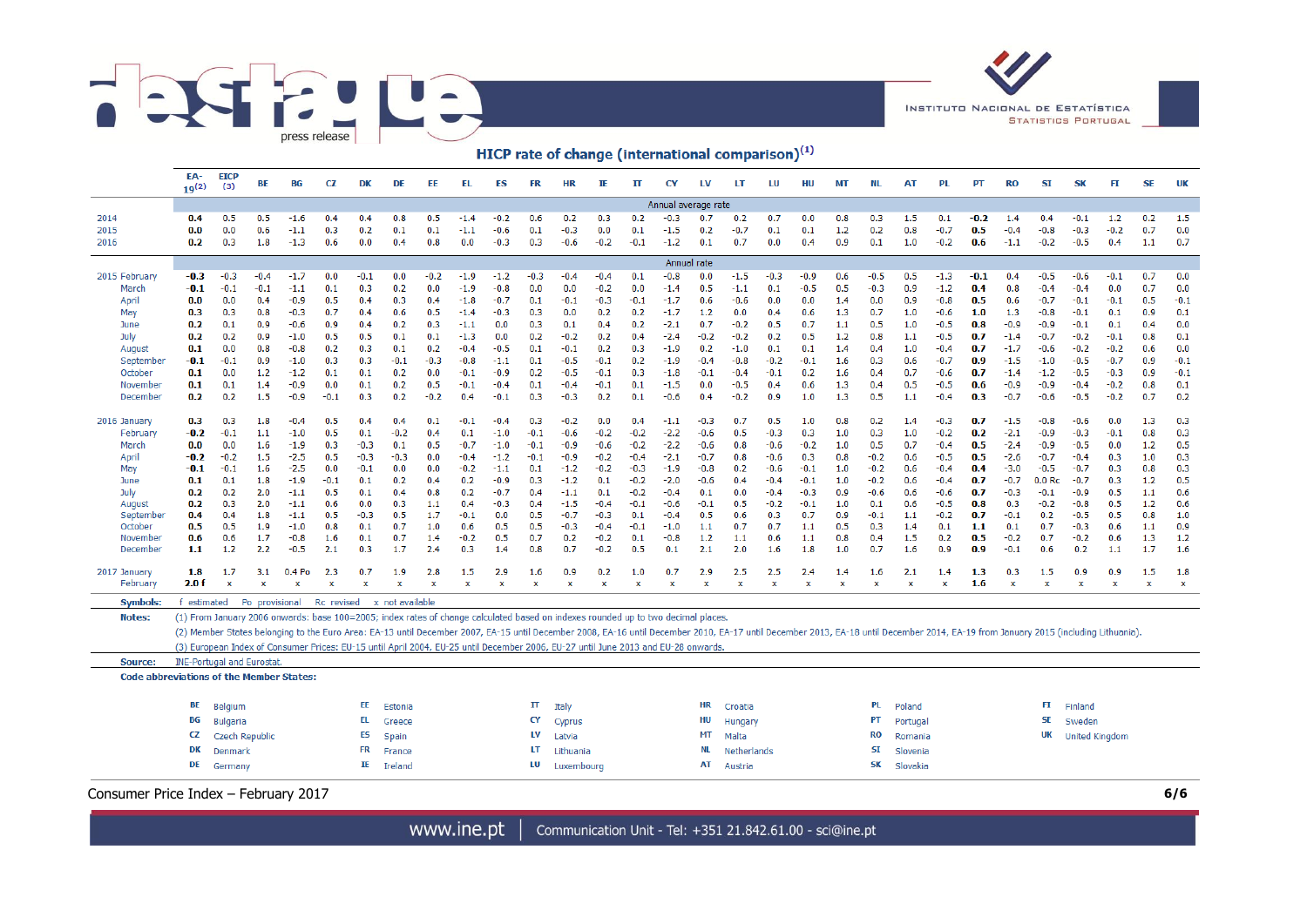## HICP rate of change (international comparison)(1)

| | EA-19(2) | EICP (3) | BE | BG | CZ | DK | DE | EE | EL | ES | FR | HR | IE | IT | CY | LV | LT | LU | HU | MT | NL | AT | PL | PT | RO | SI | SK | FI | SE | UK |
|---|---|---|---|---|---|---|---|---|---|---|---|---|---|---|---|---|---|---|---|---|---|---|---|---|---|---|---|---|---|---|
| **Annual average rate** | | | | | | | | | | | | | | | | | | | | | | | | | | | | | | |
| 2014 | **0.4** | 0.5 | 0.5 | -1.6 | 0.4 | 0.4 | 0.8 | 0.5 | -1.4 | -0.2 | 0.6 | 0.2 | 0.3 | 0.2 | -0.3 | 0.7 | 0.2 | 0.7 | 0.0 | 0.8 | 0.3 | 1.5 | 0.1 | **-0.2** | 1.4 | 0.4 | -0.1 | 1.2 | 0.2 | 1.5 |
| 2015 | **0.0** | 0.0 | 0.6 | -1.1 | 0.3 | 0.2 | 0.1 | 0.1 | -1.1 | -0.6 | 0.1 | -0.3 | 0.0 | 0.1 | -1.5 | 0.2 | -0.7 | 0.1 | 0.1 | 1.2 | 0.2 | 0.8 | -0.7 | **0.5** | -0.4 | -0.8 | -0.3 | -0.2 | 0.7 | 0.0 |
| 2016 | **0.2** | 0.3 | 1.8 | -1.3 | 0.6 | 0.0 | 0.4 | 0.8 | 0.0 | -0.3 | 0.3 | -0.6 | -0.2 | -0.1 | -1.2 | 0.1 | 0.7 | 0.0 | 0.4 | 0.9 | 0.1 | 1.0 | -0.2 | **0.6** | -1.1 | -0.2 | -0.5 | 0.4 | 1.1 | 0.7 |
| **Annual rate** | | | | | | | | | | | | | | | | | | | | | | | | | | | | | | |
| 2015 February | **-0.3** | -0.3 | -0.4 | -1.7 | 0.0 | -0.1 | 0.0 | -0.2 | -1.9 | -1.2 | -0.3 | -0.4 | -0.4 | 0.1 | -0.8 | 0.0 | -1.5 | -0.3 | -0.9 | 0.6 | -0.5 | 0.5 | -1.3 | **-0.1** | 0.4 | -0.5 | -0.6 | -0.1 | 0.7 | 0.0 |
| March | **-0.1** | -0.1 | -0.1 | -1.1 | 0.1 | 0.3 | 0.2 | 0.0 | -1.9 | -0.8 | 0.0 | 0.0 | -0.2 | 0.0 | -1.4 | 0.5 | -1.1 | 0.1 | -0.5 | 0.5 | -0.3 | 0.9 | -1.2 | **0.4** | 0.8 | -0.4 | -0.4 | 0.0 | 0.7 | 0.0 |
| April | **0.0** | 0.0 | 0.4 | -0.9 | 0.5 | 0.4 | 0.3 | 0.4 | -1.8 | -0.7 | 0.1 | -0.1 | -0.3 | -0.1 | -1.7 | 0.6 | -0.6 | 0.0 | 0.0 | 1.4 | 0.0 | 0.9 | -0.8 | **0.5** | 0.6 | -0.7 | -0.1 | -0.1 | 0.5 | -0.1 |
| May | **0.3** | 0.3 | 0.8 | -0.3 | 0.7 | 0.4 | 0.6 | 0.5 | -1.4 | -0.3 | 0.3 | 0.0 | 0.2 | 0.2 | -1.7 | 1.2 | 0.0 | 0.4 | 0.6 | 1.3 | 0.7 | 1.0 | -0.6 | **1.0** | 1.3 | -0.8 | -0.1 | 0.1 | 0.9 | 0.1 |
| June | **0.2** | 0.1 | 0.9 | -0.6 | 0.9 | 0.4 | 0.2 | 0.3 | -1.1 | 0.0 | 0.3 | 0.1 | 0.4 | 0.2 | -2.1 | 0.7 | -0.2 | 0.5 | 0.7 | 1.1 | 0.5 | 1.0 | -0.5 | **0.8** | -0.9 | -0.9 | -0.1 | 0.1 | 0.4 | 0.0 |
| July | **0.2** | 0.2 | 0.9 | -1.0 | 0.5 | 0.5 | 0.1 | 0.1 | -1.3 | 0.0 | 0.2 | -0.2 | 0.2 | 0.4 | -2.4 | -0.2 | -0.2 | 0.2 | 0.5 | 1.2 | 0.8 | 1.1 | -0.5 | **0.7** | -1.4 | -0.7 | -0.2 | -0.1 | 0.8 | 0.1 |
| August | **0.1** | 0.0 | 0.8 | -0.8 | 0.2 | 0.3 | 0.1 | 0.2 | -0.4 | -0.5 | 0.1 | -0.1 | 0.2 | 0.3 | -1.9 | 0.2 | -1.0 | 0.1 | 0.1 | 1.4 | 0.4 | 1.0 | -0.4 | **0.7** | -1.7 | -0.6 | -0.2 | -0.2 | 0.6 | 0.0 |
| September | **-0.1** | -0.1 | 0.9 | -1.0 | 0.3 | 0.3 | -0.1 | -0.3 | -0.8 | -1.1 | 0.1 | -0.5 | -0.1 | 0.2 | -1.9 | -0.4 | -0.8 | -0.2 | -0.1 | 1.6 | 0.3 | 0.6 | -0.7 | **0.9** | -1.5 | -1.0 | -0.5 | -0.7 | 0.9 | -0.1 |
| October | **0.1** | 0.0 | 1.2 | -1.2 | 0.1 | 0.1 | 0.2 | 0.0 | -0.1 | -0.9 | 0.2 | -0.5 | -0.1 | 0.3 | -1.8 | -0.1 | -0.4 | -0.1 | 0.2 | 1.6 | 0.4 | 0.7 | -0.6 | **0.7** | -1.4 | -1.2 | -0.5 | -0.3 | 0.9 | -0.1 |
| November | **0.1** | 0.1 | 1.4 | -0.9 | 0.0 | 0.1 | 0.2 | 0.5 | -0.1 | -0.4 | 0.1 | -0.4 | -0.1 | 0.1 | -1.5 | 0.0 | -0.5 | 0.4 | 0.6 | 1.3 | 0.4 | 0.5 | -0.5 | **0.6** | -0.9 | -0.9 | -0.4 | -0.2 | 0.8 | 0.1 |
| December | **0.2** | 0.2 | 1.5 | -0.9 | -0.1 | 0.3 | 0.2 | -0.2 | 0.4 | -0.1 | 0.3 | -0.3 | 0.2 | 0.1 | -0.6 | 0.4 | -0.2 | 0.9 | 1.0 | 1.3 | 0.5 | 1.1 | -0.4 | **0.3** | -0.7 | -0.6 | -0.5 | -0.2 | 0.7 | 0.2 |
| 2016 January | **0.3** | 0.3 | 1.8 | -0.4 | 0.5 | 0.4 | 0.4 | 0.1 | -0.1 | -0.4 | 0.3 | -0.2 | 0.0 | 0.4 | -1.1 | -0.3 | 0.7 | 0.5 | 1.0 | 0.8 | 0.2 | 1.4 | -0.3 | **0.7** | -1.5 | -0.8 | -0.6 | 0.0 | 1.3 | 0.3 |
| February | **-0.2** | -0.1 | 1.1 | -1.0 | 0.5 | 0.1 | -0.2 | 0.4 | 0.1 | -1.0 | -0.1 | -0.6 | -0.2 | -0.2 | -2.2 | -0.6 | 0.5 | -0.3 | 0.3 | 1.0 | 0.3 | 1.0 | -0.2 | **0.2** | -2.1 | -0.9 | -0.3 | -0.1 | 0.8 | 0.3 |
| March | **0.0** | 0.0 | 1.6 | -1.9 | 0.3 | -0.3 | 0.1 | 0.5 | -0.7 | -1.0 | -0.1 | -0.9 | -0.6 | -0.2 | -2.2 | -0.6 | 0.8 | -0.6 | -0.2 | 1.0 | 0.5 | 0.7 | -0.4 | **0.5** | -2.4 | -0.9 | -0.5 | 0.0 | 1.2 | 0.5 |
| April | **-0.2** | -0.2 | 1.5 | -2.5 | 0.5 | -0.3 | -0.3 | 0.4 | -0.4 | -1.2 | -0.1 | -0.9 | -0.2 | -0.4 | -2.1 | -0.7 | 0.8 | -0.6 | 0.3 | 0.8 | -0.2 | 0.6 | -0.5 | **0.5** | -2.6 | -0.7 | -0.4 | 0.3 | 1.0 | 0.3 |
| May | **-0.1** | -0.1 | 1.6 | -2.5 | 0.0 | -0.1 | 0.0 | 0.0 | -0.2 | -1.1 | 0.1 | -1.2 | -0.2 | -0.3 | -1.9 | -0.8 | 0.2 | -0.6 | -0.1 | 1.0 | -0.2 | 0.6 | -0.4 | **0.4** | -3.0 | -0.5 | -0.7 | 0.3 | 0.8 | 0.3 |
| June | **0.1** | 0.1 | 1.8 | -1.9 | -0.1 | 0.1 | 0.2 | 0.4 | 0.2 | -0.9 | 0.3 | -1.2 | 0.1 | -0.2 | -2.0 | -0.6 | 0.4 | -0.4 | -0.1 | 1.0 | -0.2 | 0.6 | -0.4 | **0.7** | -0.7 | 0.0 Rc | -0.7 | 0.3 | 1.2 | 0.5 |
| July | **0.2** | 0.2 | 2.0 | -1.1 | 0.5 | 0.1 | 0.4 | 0.8 | 0.2 | -0.7 | 0.4 | -1.1 | 0.1 | -0.2 | -0.4 | 0.1 | 0.0 | -0.4 | -0.3 | 0.9 | -0.6 | 0.6 | -0.6 | **0.7** | -0.3 | -0.1 | -0.9 | 0.5 | 1.1 | 0.6 |
| August | **0.2** | 0.3 | 2.0 | -1.1 | 0.6 | 0.0 | 0.3 | 1.1 | 0.4 | -0.3 | 0.4 | -1.5 | -0.4 | -0.1 | -0.6 | -0.1 | 0.5 | -0.2 | -0.1 | 1.0 | 0.1 | 0.6 | -0.5 | **0.8** | 0.3 | -0.2 | -0.8 | 0.5 | 1.2 | 0.6 |
| September | **0.4** | 0.4 | 1.8 | -1.1 | 0.5 | -0.3 | 0.5 | 1.7 | -0.1 | 0.0 | 0.5 | -0.7 | -0.3 | 0.1 | -0.4 | 0.5 | 0.6 | 0.3 | 0.7 | 0.9 | -0.1 | 1.1 | -0.2 | **0.7** | -0.1 | 0.2 | -0.5 | 0.5 | 0.8 | 1.0 |
| October | **0.5** | 0.5 | 1.9 | -1.0 | 0.8 | 0.1 | 0.7 | 1.0 | 0.6 | 0.5 | 0.5 | -0.3 | -0.4 | -0.1 | -1.0 | 1.1 | 0.7 | 0.7 | 1.1 | 0.5 | 0.3 | 1.4 | 0.1 | **1.1** | 0.1 | 0.7 | -0.3 | 0.6 | 1.1 | 0.9 |
| November | **0.6** | 0.6 | 1.7 | -0.8 | 1.6 | 0.1 | 0.7 | 1.4 | -0.2 | 0.5 | 0.7 | 0.2 | -0.2 | 0.1 | -0.8 | 1.2 | 1.1 | 0.6 | 1.1 | 0.8 | 0.4 | 1.5 | 0.2 | **0.5** | -0.2 | 0.7 | -0.2 | 0.6 | 1.3 | 1.2 |
| December | **1.1** | 1.2 | 2.2 | -0.5 | 2.1 | 0.3 | 1.7 | 2.4 | 0.3 | 1.4 | 0.8 | 0.7 | -0.2 | 0.5 | 0.1 | 2.1 | 2.0 | 1.6 | 1.8 | 1.0 | 0.7 | 1.6 | 0.9 | **0.9** | -0.1 | 0.6 | 0.2 | 1.1 | 1.7 | 1.6 |
| 2017 January | **1.8** | 1.7 | 3.1 | 0.4 Po | 2.3 | 0.7 | 1.9 | 2.8 | 1.5 | 2.9 | 1.6 | 0.9 | 0.2 | 1.0 | 0.7 | 2.9 | 2.5 | 2.5 | 2.4 | 1.4 | 1.6 | 2.1 | 1.4 | **1.3** | 0.3 | 1.5 | 0.9 | 0.9 | 1.5 | 1.8 |
| February | **2.0 f** | x | x | x | x | x | x | x | x | x | x | x | x | x | x | x | x | x | x | x | x | x | x | **1.6** | x | x | x | x | x | x |

**Symbols:** f estimated Po provisional Rc revised x not available

**Notes:**
(1) From January 2006 onwards: base 100=2005; index rates of change calculated based on indexes rounded up to two decimal places.
(2) Member States belonging to the Euro Area: EA-13 until December 2007, EA-15 until December 2008, EA-16 until December 2010, EA-17 until December 2013, EA-18 until December 2014, EA-19 from January 2015 (including Lithuania).
(3) European Index of Consumer Prices: EU-15 until April 2004, EU-25 until December 2006, EU-27 until June 2013 and EU-28 onwards.

**Source:** INE-Portugal and Eurostat.

**Code abbreviations of the Member States:**

| | | | | | | | | | | | |
|---|---|---|---|---|---|---|---|---|---|---|---|
| BE | Belgium | EE | Estonia | IT | Italy | HR | Croatia | PL | Poland | FI | Finland |
| BG | Bulgaria | EL | Greece | CY | Cyprus | HU | Hungary | PT | Portugal | SE | Sweden |
| CZ | Czech Republic | ES | Spain | LV | Latvia | MT | Malta | RO | Romania | UK | United Kingdom |
| DK | Denmark | FR | France | LT | Lithuania | NL | Netherlands | SI | Slovenia | | |
| DE | Germany | IE | Ireland | LU | Luxembourg | AT | Austria | SK | Slovakia | | |